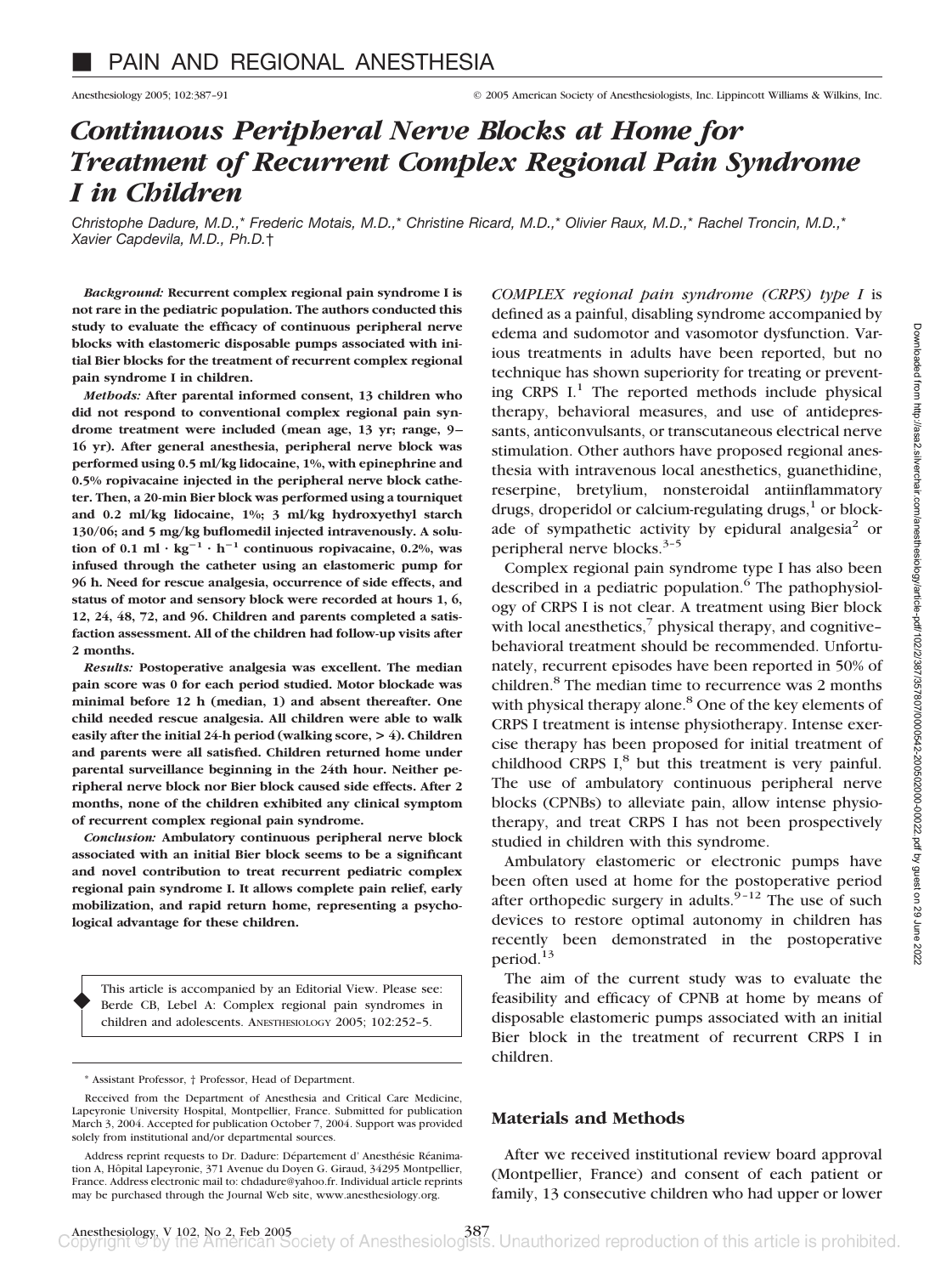## PAIN AND REGIONAL ANESTHESIA

# *Continuous Peripheral Nerve Blocks at Home for Treatment of Recurrent Complex Regional Pain Syndrome I in Children*

*Christophe Dadure, M.D.,\* Frederic Motais, M.D.,\* Christine Ricard, M.D.,\* Olivier Raux, M.D.,\* Rachel Troncin, M.D.,\* Xavier Capdevila, M.D., Ph.D.†*

***Background:*** **Recurrent complex regional pain syndrome I is not rare in the pediatric population. The authors conducted this study to evaluate the efficacy of continuous peripheral nerve blocks with elastomeric disposable pumps associated with initial Bier blocks for the treatment of recurrent complex regional pain syndrome I in children.**

***Methods:*** **After parental informed consent, 13 children who did not respond to conventional complex regional pain syndrome treatment were included (mean age, 13 yr; range, 9–16 yr). After general anesthesia, peripheral nerve block was performed using 0.5 ml/kg lidocaine, 1%, with epinephrine and 0.5% ropivacaine injected in the peripheral nerve block catheter. Then, a 20-min Bier block was performed using a tourniquet and 0.2 ml/kg lidocaine, 1%; 3 ml/kg hydroxyethyl starch 130/06; and 5 mg/kg buflomedil injected intravenously. A solution of 0.1 ml $\cdot$ kg$^{-1}$ $\cdot$ h$^{-1}$ continuous ropivacaine, 0.2%, was infused through the catheter using an elastomeric pump for 96 h. Need for rescue analgesia, occurrence of side effects, and status of motor and sensory block were recorded at hours 1, 6, 12, 24, 48, 72, and 96. Children and parents completed a satisfaction assessment. All of the children had follow-up visits after 2 months.**

***Results:*** **Postoperative analgesia was excellent. The median pain score was 0 for each period studied. Motor blockade was minimal before 12 h (median, 1) and absent thereafter. One child needed rescue analgesia. All children were able to walk easily after the initial 24-h period (walking score, > 4). Children and parents were all satisfied. Children returned home under parental surveillance beginning in the 24th hour. Neither peripheral nerve block nor Bier block caused side effects. After 2 months, none of the children exhibited any clinical symptom of recurrent complex regional pain syndrome.**

***Conclusion:*** **Ambulatory continuous peripheral nerve block associated with an initial Bier block seems to be a significant and novel contribution to treat recurrent pediatric complex regional pain syndrome I. It allows complete pain relief, early mobilization, and rapid return home, representing a psychological advantage for these children.**

> This article is accompanied by an Editorial View. Please see: Berde CB, Lebel A: Complex regional pain syndromes in children and adolescents. ANESTHESIOLOGY 2005; 102:252–5.

*COMPLEX regional pain syndrome (CRPS) type I* is defined as a painful, disabling syndrome accompanied by edema and sudomotor and vasomotor dysfunction. Various treatments in adults have been reported, but no technique has shown superiority for treating or preventing CRPS I.[1] The reported methods include physical therapy, behavioral measures, and use of antidepressants, anticonvulsants, or transcutaneous electrical nerve stimulation. Other authors have proposed regional anesthesia with intravenous local anesthetics, guanethidine, reserpine, bretylium, nonsteroidal antiinflammatory drugs, droperidol or calcium-regulating drugs,[1] or blockade of sympathetic activity by epidural analgesia[2] or peripheral nerve blocks.[3–5]

Complex regional pain syndrome type I has also been described in a pediatric population.[6] The pathophysiology of CRPS I is not clear. A treatment using Bier block with local anesthetics,[7] physical therapy, and cognitive–behavioral treatment should be recommended. Unfortunately, recurrent episodes have been reported in 50% of children.[8] The median time to recurrence was 2 months with physical therapy alone.[8] One of the key elements of CRPS I treatment is intense physiotherapy. Intense exercise therapy has been proposed for initial treatment of childhood CRPS I,[8] but this treatment is very painful. The use of ambulatory continuous peripheral nerve blocks (CPNBs) to alleviate pain, allow intense physiotherapy, and treat CRPS I has not been prospectively studied in children with this syndrome.

Ambulatory elastomeric or electronic pumps have been often used at home for the postoperative period after orthopedic surgery in adults.[9–12] The use of such devices to restore optimal autonomy in children has recently been demonstrated in the postoperative period.[13]

The aim of the current study was to evaluate the feasibility and efficacy of CPNB at home by means of disposable elastomeric pumps associated with an initial Bier block in the treatment of recurrent CRPS I in children.

## Materials and Methods

After we received institutional review board approval (Montpellier, France) and consent of each patient or family, 13 consecutive children who had upper or lower

---

\* Assistant Professor, † Professor, Head of Department.

Received from the Department of Anesthesia and Critical Care Medicine, Lapeyronie University Hospital, Montpellier, France. Submitted for publication March 3, 2004. Accepted for publication October 7, 2004. Support was provided solely from institutional and/or departmental sources.

Address reprint requests to Dr. Dadure: Département d' Anesthésie Réanimation A, Hôpital Lapeyronie, 371 Avenue du Doyen G. Giraud, 34295 Montpellier, France. Address electronic mail to: chdadure@yahoo.fr. Individual article reprints may be purchased through the Journal Web site, www.anesthesiology.org.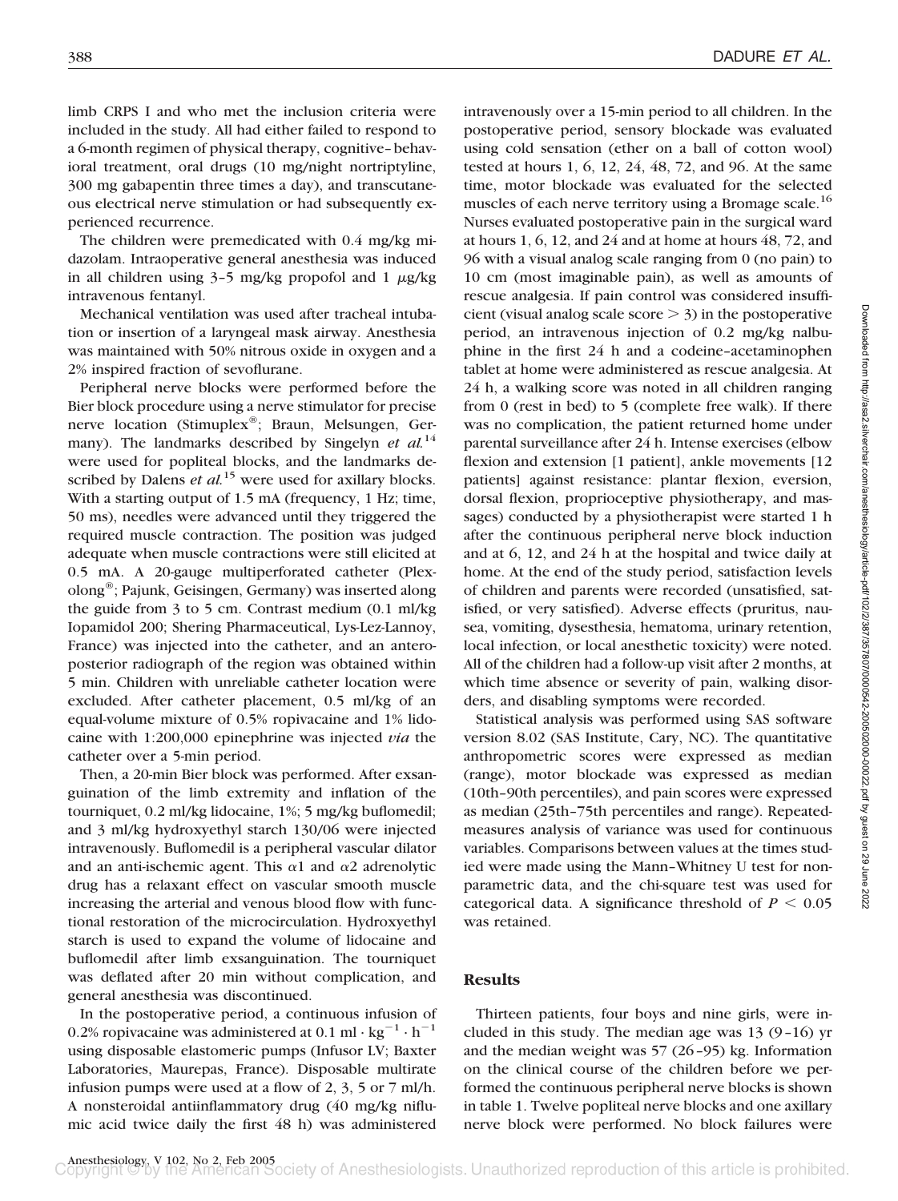limb CRPS I and who met the inclusion criteria were included in the study. All had either failed to respond to a 6-month regimen of physical therapy, cognitive–behavioral treatment, oral drugs (10 mg/night nortriptyline, 300 mg gabapentin three times a day), and transcutaneous electrical nerve stimulation or had subsequently experienced recurrence.

The children were premedicated with 0.4 mg/kg midazolam. Intraoperative general anesthesia was induced in all children using 3–5 mg/kg propofol and 1 $\mu$g/kg intravenous fentanyl.

Mechanical ventilation was used after tracheal intubation or insertion of a laryngeal mask airway. Anesthesia was maintained with 50% nitrous oxide in oxygen and a 2% inspired fraction of sevoflurane.

Peripheral nerve blocks were performed before the Bier block procedure using a nerve stimulator for precise nerve location (Stimuplex®; Braun, Melsungen, Germany). The landmarks described by Singelyn *et al.*[14] were used for popliteal blocks, and the landmarks described by Dalens *et al.*[15] were used for axillary blocks. With a starting output of 1.5 mA (frequency, 1 Hz; time, 50 ms), needles were advanced until they triggered the required muscle contraction. The position was judged adequate when muscle contractions were still elicited at 0.5 mA. A 20-gauge multiperforated catheter (Plexolong®; Pajunk, Geisingen, Germany) was inserted along the guide from 3 to 5 cm. Contrast medium (0.1 ml/kg Iopamidol 200; Shering Pharmaceutical, Lys-Lez-Lannoy, France) was injected into the catheter, and an anteroposterior radiograph of the region was obtained within 5 min. Children with unreliable catheter location were excluded. After catheter placement, 0.5 ml/kg of an equal-volume mixture of 0.5% ropivacaine and 1% lidocaine with 1:200,000 epinephrine was injected *via* the catheter over a 5-min period.

Then, a 20-min Bier block was performed. After exsanguination of the limb extremity and inflation of the tourniquet, 0.2 ml/kg lidocaine, 1%; 5 mg/kg buflomedil; and 3 ml/kg hydroxyethyl starch 130/06 were injected intravenously. Buflomedil is a peripheral vascular dilator and an anti-ischemic agent. This $\alpha$1 and $\alpha$2 adrenolytic drug has a relaxant effect on vascular smooth muscle increasing the arterial and venous blood flow with functional restoration of the microcirculation. Hydroxyethyl starch is used to expand the volume of lidocaine and buflomedil after limb exsanguination. The tourniquet was deflated after 20 min without complication, and general anesthesia was discontinued.

In the postoperative period, a continuous infusion of 0.2% ropivacaine was administered at 0.1 ml $\cdot$ kg$^{-1}$ $\cdot$ h$^{-1}$ using disposable elastomeric pumps (Infusor LV; Baxter Laboratories, Maurepas, France). Disposable multirate infusion pumps were used at a flow of 2, 3, 5 or 7 ml/h. A nonsteroidal antiinflammatory drug (40 mg/kg niflumic acid twice daily the first 48 h) was administered intravenously over a 15-min period to all children. In the postoperative period, sensory blockade was evaluated using cold sensation (ether on a ball of cotton wool) tested at hours 1, 6, 12, 24, 48, 72, and 96. At the same time, motor blockade was evaluated for the selected muscles of each nerve territory using a Bromage scale.[16] Nurses evaluated postoperative pain in the surgical ward at hours 1, 6, 12, and 24 and at home at hours 48, 72, and 96 with a visual analog scale ranging from 0 (no pain) to 10 cm (most imaginable pain), as well as amounts of rescue analgesia. If pain control was considered insufficient (visual analog scale score > 3) in the postoperative period, an intravenous injection of 0.2 mg/kg nalbuphine in the first 24 h and a codeine–acetaminophen tablet at home were administered as rescue analgesia. At 24 h, a walking score was noted in all children ranging from 0 (rest in bed) to 5 (complete free walk). If there was no complication, the patient returned home under parental surveillance after 24 h. Intense exercises (elbow flexion and extension [1 patient], ankle movements [12 patients] against resistance: plantar flexion, eversion, dorsal flexion, proprioceptive physiotherapy, and massages) conducted by a physiotherapist were started 1 h after the continuous peripheral nerve block induction and at 6, 12, and 24 h at the hospital and twice daily at home. At the end of the study period, satisfaction levels of children and parents were recorded (unsatisfied, satisfied, or very satisfied). Adverse effects (pruritus, nausea, vomiting, dysesthesia, hematoma, urinary retention, local infection, or local anesthetic toxicity) were noted. All of the children had a follow-up visit after 2 months, at which time absence or severity of pain, walking disorders, and disabling symptoms were recorded.

Statistical analysis was performed using SAS software version 8.02 (SAS Institute, Cary, NC). The quantitative anthropometric scores were expressed as median (range), motor blockade was expressed as median (10th–90th percentiles), and pain scores were expressed as median (25th–75th percentiles and range). Repeated-measures analysis of variance was used for continuous variables. Comparisons between values at the times studied were made using the Mann–Whitney U test for nonparametric data, and the chi-square test was used for categorical data. A significance threshold of $P < 0.05$ was retained.

## Results

Thirteen patients, four boys and nine girls, were included in this study. The median age was 13 (9–16) yr and the median weight was 57 (26–95) kg. Information on the clinical course of the children before we performed the continuous peripheral nerve blocks is shown in table 1. Twelve popliteal nerve blocks and one axillary nerve block were performed. No block failures were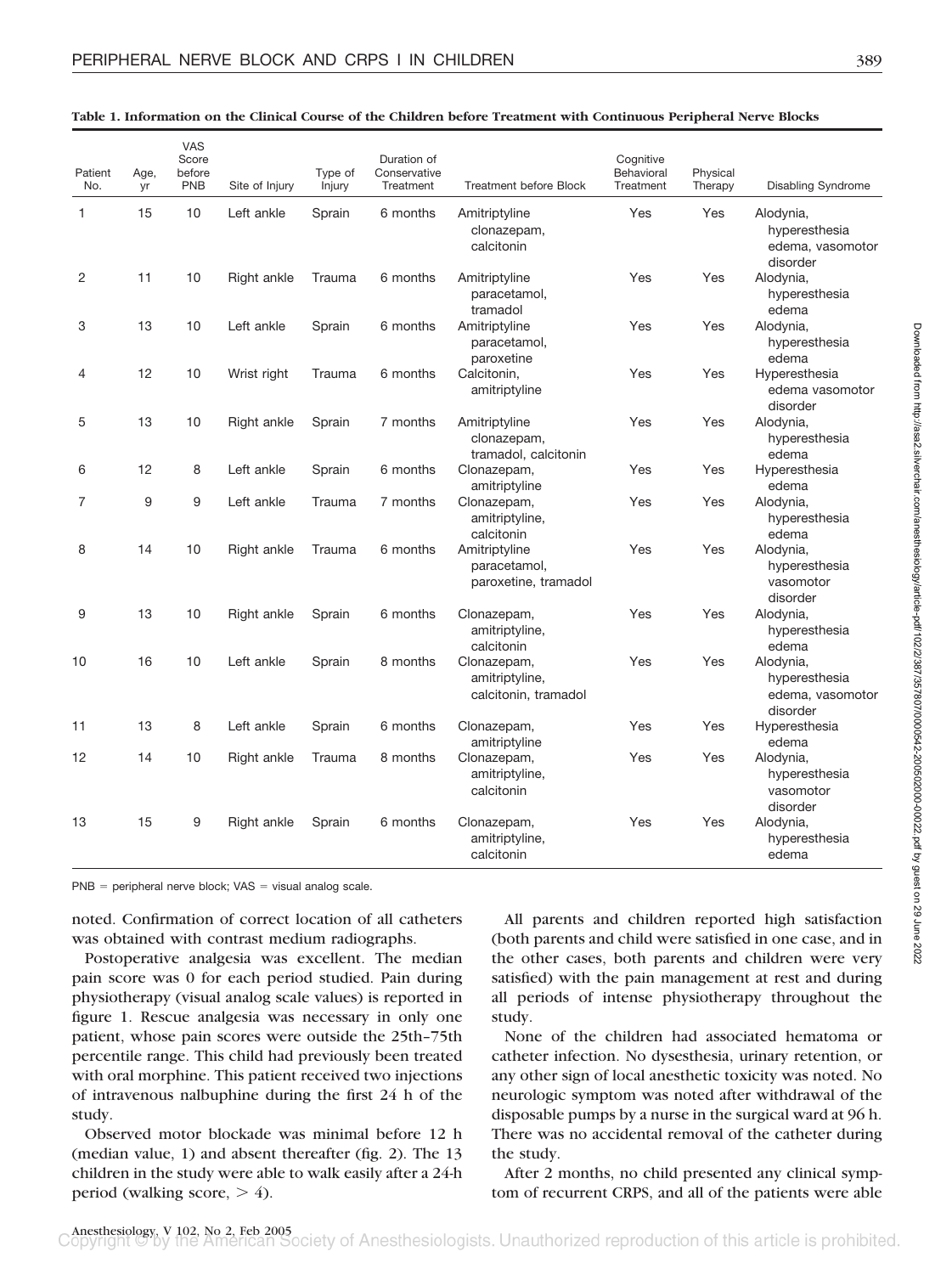**Table 1. Information on the Clinical Course of the Children before Treatment with Continuous Peripheral Nerve Blocks**

| Patient No. | Age, yr | VAS Score before PNB | Site of Injury | Type of Injury | Duration of Conservative Treatment | Treatment before Block | Cognitive Behavioral Treatment | Physical Therapy | Disabling Syndrome |
|---|---|---|---|---|---|---|---|---|---|
| 1 | 15 | 10 | Left ankle | Sprain | 6 months | Amitriptyline clonazepam, calcitonin | Yes | Yes | Alodynia, hyperesthesia edema, vasomotor disorder |
| 2 | 11 | 10 | Right ankle | Trauma | 6 months | Amitriptyline paracetamol, tramadol | Yes | Yes | Alodynia, hyperesthesia edema |
| 3 | 13 | 10 | Left ankle | Sprain | 6 months | Amitriptyline paracetamol, paroxetine | Yes | Yes | Alodynia, hyperesthesia edema |
| 4 | 12 | 10 | Wrist right | Trauma | 6 months | Calcitonin, amitriptyline | Yes | Yes | Hyperesthesia edema vasomotor disorder |
| 5 | 13 | 10 | Right ankle | Sprain | 7 months | Amitriptyline clonazepam, tramadol, calcitonin | Yes | Yes | Alodynia, hyperesthesia edema |
| 6 | 12 | 8 | Left ankle | Sprain | 6 months | Clonazepam, amitriptyline | Yes | Yes | Hyperesthesia edema |
| 7 | 9 | 9 | Left ankle | Trauma | 7 months | Clonazepam, amitriptyline, calcitonin | Yes | Yes | Alodynia, hyperesthesia edema |
| 8 | 14 | 10 | Right ankle | Trauma | 6 months | Amitriptyline paracetamol, paroxetine, tramadol | Yes | Yes | Alodynia, hyperesthesia vasomotor disorder |
| 9 | 13 | 10 | Right ankle | Sprain | 6 months | Clonazepam, amitriptyline, calcitonin | Yes | Yes | Alodynia, hyperesthesia edema |
| 10 | 16 | 10 | Left ankle | Sprain | 8 months | Clonazepam, amitriptyline, calcitonin, tramadol | Yes | Yes | Alodynia, hyperesthesia edema, vasomotor disorder |
| 11 | 13 | 8 | Left ankle | Sprain | 6 months | Clonazepam, amitriptyline | Yes | Yes | Hyperesthesia edema |
| 12 | 14 | 10 | Right ankle | Trauma | 8 months | Clonazepam, amitriptyline, calcitonin | Yes | Yes | Alodynia, hyperesthesia vasomotor disorder |
| 13 | 15 | 9 | Right ankle | Sprain | 6 months | Clonazepam, amitriptyline, calcitonin | Yes | Yes | Alodynia, hyperesthesia edema |

PNB = peripheral nerve block; VAS = visual analog scale.

noted. Confirmation of correct location of all catheters was obtained with contrast medium radiographs.

Postoperative analgesia was excellent. The median pain score was 0 for each period studied. Pain during physiotherapy (visual analog scale values) is reported in figure 1. Rescue analgesia was necessary in only one patient, whose pain scores were outside the 25th–75th percentile range. This child had previously been treated with oral morphine. This patient received two injections of intravenous nalbuphine during the first 24 h of the study.

Observed motor blockade was minimal before 12 h (median value, 1) and absent thereafter (fig. 2). The 13 children in the study were able to walk easily after a 24-h period (walking score, > 4).

All parents and children reported high satisfaction (both parents and child were satisfied in one case, and in the other cases, both parents and children were very satisfied) with the pain management at rest and during all periods of intense physiotherapy throughout the study.

None of the children had associated hematoma or catheter infection. No dysesthesia, urinary retention, or any other sign of local anesthetic toxicity was noted. No neurologic symptom was noted after withdrawal of the disposable pumps by a nurse in the surgical ward at 96 h. There was no accidental removal of the catheter during the study.

After 2 months, no child presented any clinical symptom of recurrent CRPS, and all of the patients were able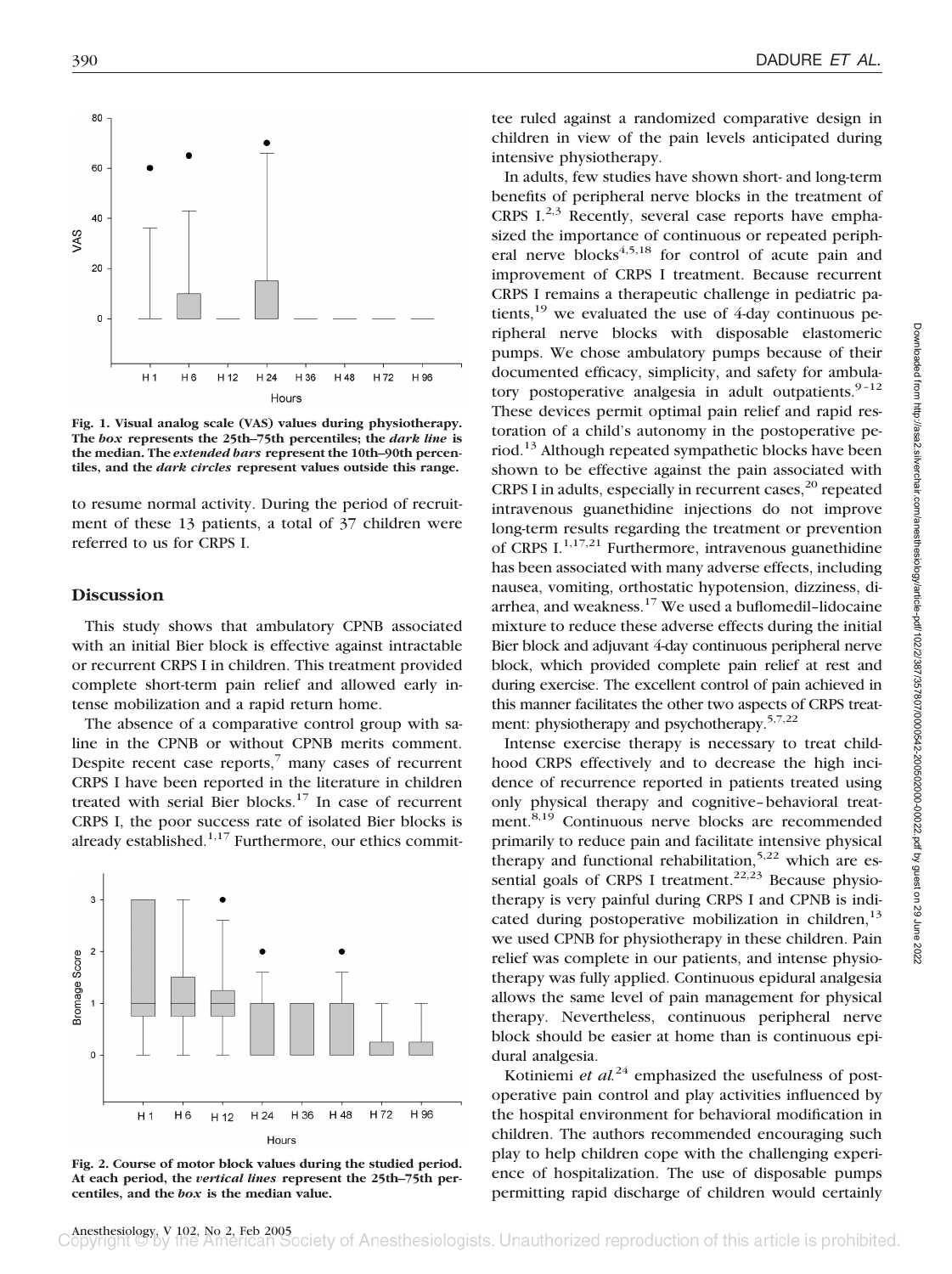Fig. 1. Visual analog scale (VAS) values during physiotherapy. The *box* represents the 25th–75th percentiles; the *dark line* is the median. The *extended bars* represent the 10th–90th percentiles, and the *dark circles* represent values outside this range.

to resume normal activity. During the period of recruitment of these 13 patients, a total of 37 children were referred to us for CRPS I.

## Discussion

This study shows that ambulatory CPNB associated with an initial Bier block is effective against intractable or recurrent CRPS I in children. This treatment provided complete short-term pain relief and allowed early intense mobilization and a rapid return home.

The absence of a comparative control group with saline in the CPNB or without CPNB merits comment. Despite recent case reports,[7] many cases of recurrent CRPS I have been reported in the literature in children treated with serial Bier blocks.[17] In case of recurrent CRPS I, the poor success rate of isolated Bier blocks is already established.[1,17] Furthermore, our ethics committee ruled against a randomized comparative design in children in view of the pain levels anticipated during intensive physiotherapy.

Fig. 2. Course of motor block values during the studied period. At each period, the *vertical lines* represent the 25th–75th percentiles, and the *box* is the median value.

In adults, few studies have shown short- and long-term benefits of peripheral nerve blocks in the treatment of CRPS I.[2,3] Recently, several case reports have emphasized the importance of continuous or repeated peripheral nerve blocks[4,5,18] for control of acute pain and improvement of CRPS I treatment. Because recurrent CRPS I remains a therapeutic challenge in pediatric patients,[19] we evaluated the use of 4-day continuous peripheral nerve blocks with disposable elastomeric pumps. We chose ambulatory pumps because of their documented efficacy, simplicity, and safety for ambulatory postoperative analgesia in adult outpatients.[9–12] These devices permit optimal pain relief and rapid restoration of a child's autonomy in the postoperative period.[13] Although repeated sympathetic blocks have been shown to be effective against the pain associated with CRPS I in adults, especially in recurrent cases,[20] repeated intravenous guanethidine injections do not improve long-term results regarding the treatment or prevention of CRPS I.[1,17,21] Furthermore, intravenous guanethidine has been associated with many adverse effects, including nausea, vomiting, orthostatic hypotension, dizziness, diarrhea, and weakness.[17] We used a buflomedil–lidocaine mixture to reduce these adverse effects during the initial Bier block and adjuvant 4-day continuous peripheral nerve block, which provided complete pain relief at rest and during exercise. The excellent control of pain achieved in this manner facilitates the other two aspects of CRPS treatment: physiotherapy and psychotherapy.[5,7,22]

Intense exercise therapy is necessary to treat childhood CRPS effectively and to decrease the high incidence of recurrence reported in patients treated using only physical therapy and cognitive–behavioral treatment.[8,19] Continuous nerve blocks are recommended primarily to reduce pain and facilitate intensive physical therapy and functional rehabilitation,[5,22] which are essential goals of CRPS I treatment.[22,23] Because physiotherapy is very painful during CRPS I and CPNB is indicated during postoperative mobilization in children,[13] we used CPNB for physiotherapy in these children. Pain relief was complete in our patients, and intense physiotherapy was fully applied. Continuous epidural analgesia allows the same level of pain management for physical therapy. Nevertheless, continuous peripheral nerve block should be easier at home than is continuous epidural analgesia.

Kotiniemi *et al.*[24] emphasized the usefulness of postoperative pain control and play activities influenced by the hospital environment for behavioral modification in children. The authors recommended encouraging such play to help children cope with the challenging experience of hospitalization. The use of disposable pumps permitting rapid discharge of children would certainly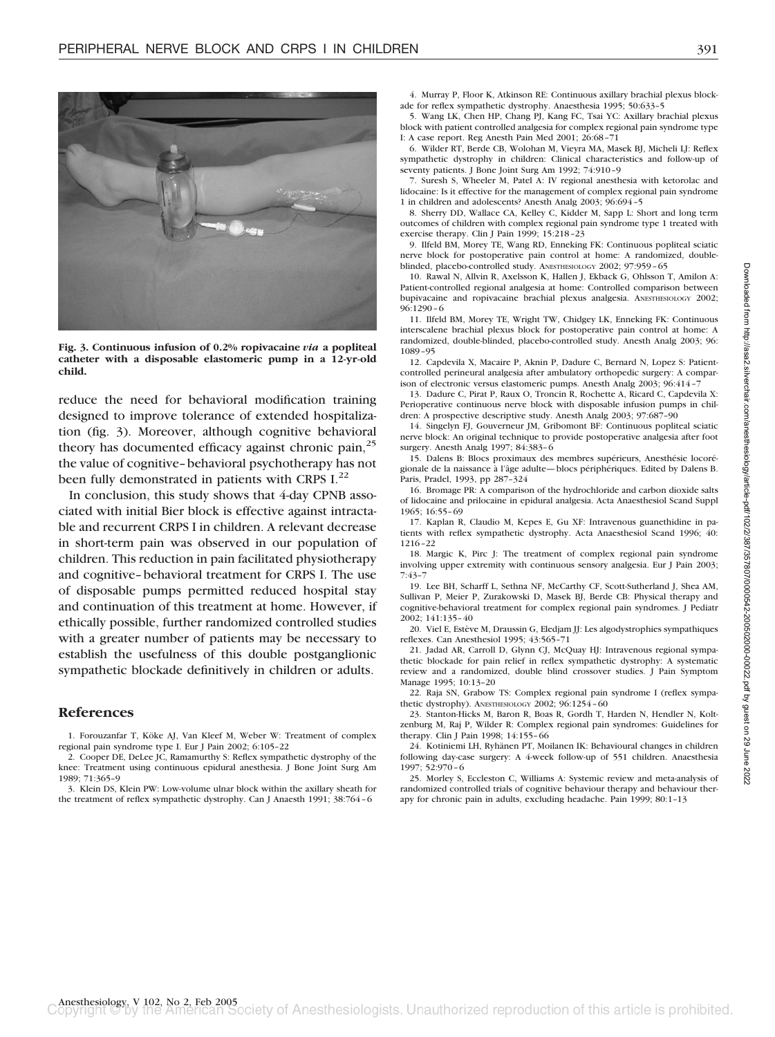**Fig. 3. Continuous infusion of 0.2% ropivacaine *via* a popliteal catheter with a disposable elastomeric pump in a 12-yr-old child.**

reduce the need for behavioral modification training designed to improve tolerance of extended hospitalization (fig. 3). Moreover, although cognitive behavioral theory has documented efficacy against chronic pain,[25] the value of cognitive–behavioral psychotherapy has not been fully demonstrated in patients with CRPS I.[22]

In conclusion, this study shows that 4-day CPNB associated with initial Bier block is effective against intractable and recurrent CRPS I in children. A relevant decrease in short-term pain was observed in our population of children. This reduction in pain facilitated physiotherapy and cognitive–behavioral treatment for CRPS I. The use of disposable pumps permitted reduced hospital stay and continuation of this treatment at home. However, if ethically possible, further randomized controlled studies with a greater number of patients may be necessary to establish the usefulness of this double postganglionic sympathetic blockade definitively in children or adults.

## References

1. Forouzanfar T, Köke AJ, Van Kleef M, Weber W: Treatment of complex regional pain syndrome type I. Eur J Pain 2002; 6:105–22
2. Cooper DE, DeLee JC, Ramamurthy S: Reflex sympathetic dystrophy of the knee: Treatment using continuous epidural anesthesia. J Bone Joint Surg Am 1989; 71:365–9
3. Klein DS, Klein PW: Low-volume ulnar block within the axillary sheath for the treatment of reflex sympathetic dystrophy. Can J Anaesth 1991; 38:764–6
4. Murray P, Floor K, Atkinson RE: Continuous axillary brachial plexus blockade for reflex sympathetic dystrophy. Anaesthesia 1995; 50:633–5
5. Wang LK, Chen HP, Chang PJ, Kang FC, Tsai YC: Axillary brachial plexus block with patient controlled analgesia for complex regional pain syndrome type I: A case report. Reg Anesth Pain Med 2001; 26:68–71
6. Wilder RT, Berde CB, Wolohan M, Vieyra MA, Masek BJ, Micheli LJ: Reflex sympathetic dystrophy in children: Clinical characteristics and follow-up of seventy patients. J Bone Joint Surg Am 1992; 74:910–9
7. Suresh S, Wheeler M, Patel A: IV regional anesthesia with ketorolac and lidocaine: Is it effective for the management of complex regional pain syndrome 1 in children and adolescents? Anesth Analg 2003; 96:694–5
8. Sherry DD, Wallace CA, Kelley C, Kidder M, Sapp L: Short and long term outcomes of children with complex regional pain syndrome type 1 treated with exercise therapy. Clin J Pain 1999; 15:218–23
9. Ilfeld BM, Morey TE, Wang RD, Enneking FK: Continuous popliteal sciatic nerve block for postoperative pain control at home: A randomized, double-blinded, placebo-controlled study. Anesthesiology 2002; 97:959–65
10. Rawal N, Allvin R, Axelsson K, Hallen J, Ekback G, Ohlsson T, Amilon A: Patient-controlled regional analgesia at home: Controlled comparison between bupivacaine and ropivacaine brachial plexus analgesia. Anesthesiology 2002; 96:1290–6
11. Ilfeld BM, Morey TE, Wright TW, Chidgey LK, Enneking FK: Continuous interscalene brachial plexus block for postoperative pain control at home: A randomized, double-blinded, placebo-controlled study. Anesth Analg 2003; 96:1089–95
12. Capdevila X, Macaire P, Aknin P, Dadure C, Bernard N, Lopez S: Patient-controlled perineural analgesia after ambulatory orthopedic surgery: A comparison of electronic versus elastomeric pumps. Anesth Analg 2003; 96:414–7
13. Dadure C, Pirat P, Raux O, Troncin R, Rochette A, Ricard C, Capdevila X: Perioperative continuous nerve block with disposable infusion pumps in children: A prospective descriptive study. Anesth Analg 2003; 97:687–90
14. Singelyn FJ, Gouverneur JM, Gribomont BF: Continuous popliteal sciatic nerve block: An original technique to provide postoperative analgesia after foot surgery. Anesth Analg 1997; 84:383–6
15. Dalens B: Blocs proximaux des membres supérieurs, Anesthésie locorégionale de la naissance à l'âge adulte—blocs périphériques. Edited by Dalens B. Paris, Pradel, 1993, pp 287–324
16. Bromage PR: A comparison of the hydrochloride and carbon dioxide salts of lidocaine and prilocaine in epidural analgesia. Acta Anaesthesiol Scand Suppl 1965; 16:55–69
17. Kaplan R, Claudio M, Kepes E, Gu XF: Intravenous guanethidine in patients with reflex sympathetic dystrophy. Acta Anaesthesiol Scand 1996; 40:1216–22
18. Margic K, Pirc J: The treatment of complex regional pain syndrome involving upper extremity with continuous sensory analgesia. Eur J Pain 2003; 7:43–7
19. Lee BH, Scharff L, Sethna NF, McCarthy CF, Scott-Sutherland J, Shea AM, Sullivan P, Meier P, Zurakowski D, Masek BJ, Berde CB: Physical therapy and cognitive-behavioral treatment for complex regional pain syndromes. J Pediatr 2002; 141:135–40
20. Viel E, Estève M, Draussin G, Eledjam JJ: Les algodystrophies sympathiques reflexes. Can Anesthesiol 1995; 43:565–71
21. Jadad AR, Carroll D, Glynn CJ, McQuay HJ: Intravenous regional sympathetic blockade for pain relief in reflex sympathetic dystrophy: A systematic review and a randomized, double blind crossover studies. J Pain Symptom Manage 1995; 10:13–20
22. Raja SN, Grabow TS: Complex regional pain syndrome I (reflex sympathetic dystrophy). Anesthesiology 2002; 96:1254–60
23. Stanton-Hicks M, Baron R, Boas R, Gordh T, Harden N, Hendler N, Koltzenburg M, Raj P, Wilder R: Complex regional pain syndromes: Guidelines for therapy. Clin J Pain 1998; 14:155–66
24. Kotiniemi LH, Ryhänen PT, Moilanen IK: Behavioural changes in children following day-case surgery: A 4-week follow-up of 551 children. Anaesthesia 1997; 52:970–6
25. Morley S, Eccleston C, Williams A: Systemic review and meta-analysis of randomized controlled trials of cognitive behaviour therapy and behaviour therapy for chronic pain in adults, excluding headache. Pain 1999; 80:1–13